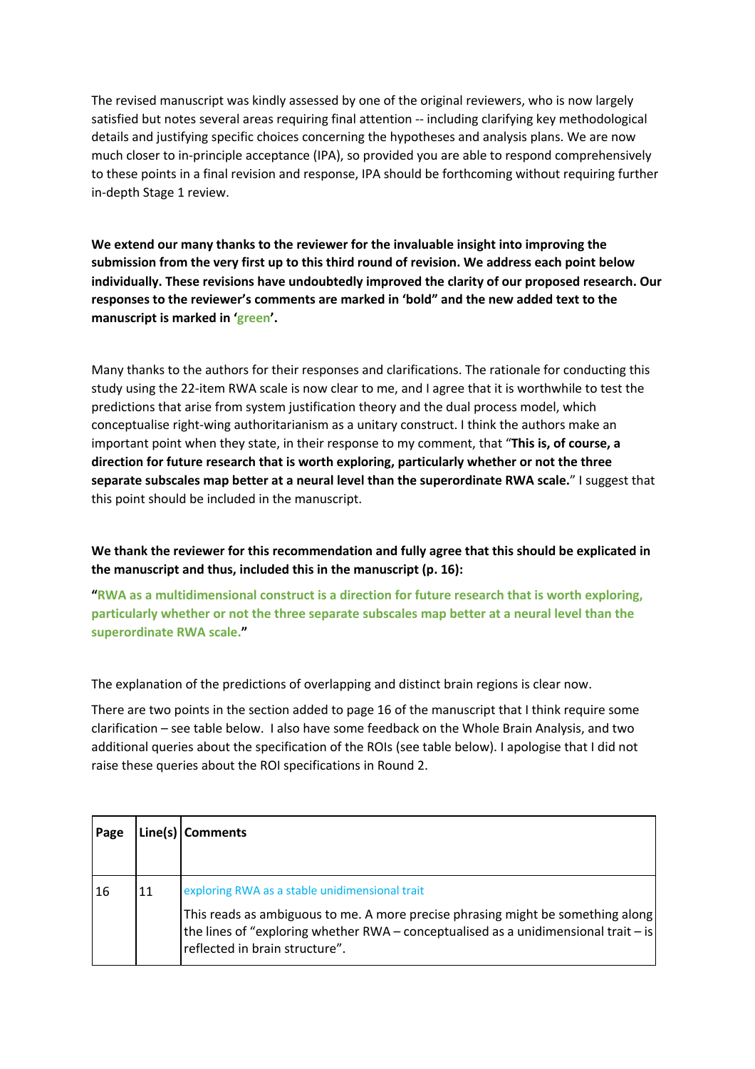The revised manuscript was kindly assessed by one of the original reviewers, who is now largely satisfied but notes several areas requiring final attention -- including clarifying key methodological details and justifying specific choices concerning the hypotheses and analysis plans. We are now much closer to in-principle acceptance (IPA), so provided you are able to respond comprehensively to these points in a final revision and response, IPA should be forthcoming without requiring further in-depth Stage 1 review.

**We extend our many thanks to the reviewer for the invaluable insight into improving the submission from the very first up to this third round of revision. We address each point below individually. These revisions have undoubtedly improved the clarity of our proposed research. Our responses to the reviewer's comments are marked in 'bold" and the new added text to the manuscript is marked in 'green'.**

Many thanks to the authors for their responses and clarifications. The rationale for conducting this study using the 22-item RWA scale is now clear to me, and I agree that it is worthwhile to test the predictions that arise from system justification theory and the dual process model, which conceptualise right-wing authoritarianism as a unitary construct. I think the authors make an important point when they state, in their response to my comment, that "**This is, of course, a direction for future research that is worth exploring, particularly whether or not the three separate subscales map better at a neural level than the superordinate RWA scale.**" I suggest that this point should be included in the manuscript.

**We thank the reviewer for this recommendation and fully agree that this should be explicated in the manuscript and thus, included this in the manuscript (p. 16):**

**"RWA as a multidimensional construct is a direction for future research that is worth exploring, particularly whether or not the three separate subscales map better at a neural level than the superordinate RWA scale."**

The explanation of the predictions of overlapping and distinct brain regions is clear now.

There are two points in the section added to page 16 of the manuscript that I think require some clarification – see table below. I also have some feedback on the Whole Brain Analysis, and two additional queries about the specification of the ROIs (see table below). I apologise that I did not raise these queries about the ROI specifications in Round 2.

| Page | Line(s) | Comments |
|---|---|---|
| 16 | 11 | exploring RWA as a stable unidimensional trait<br><br>This reads as ambiguous to me. A more precise phrasing might be something along the lines of "exploring whether RWA – conceptualised as a unidimensional trait – is reflected in brain structure". |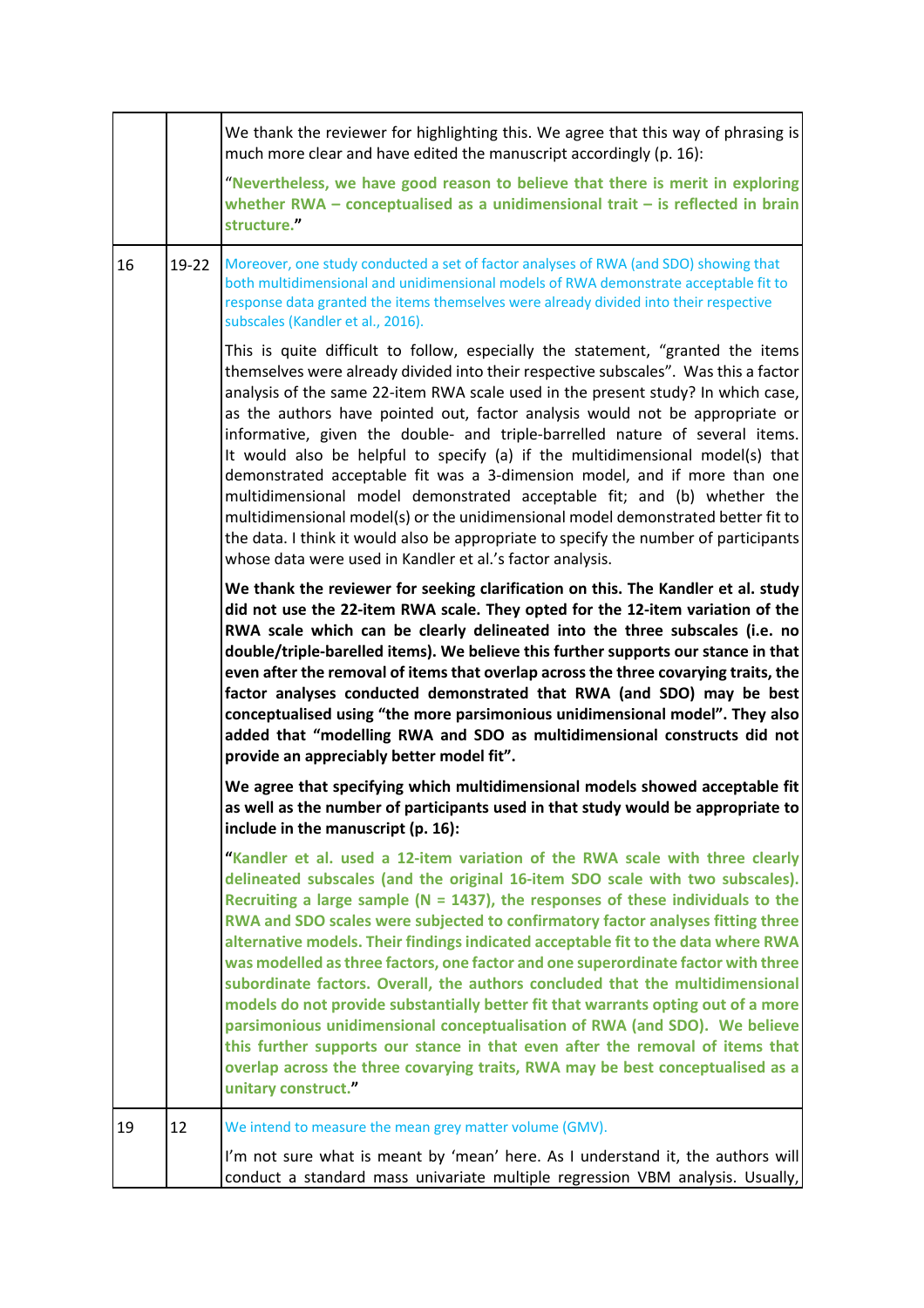| | | |
|---|---|---|
| | | We thank the reviewer for highlighting this. We agree that this way of phrasing is much more clear and have edited the manuscript accordingly (p. 16):<br><br>"**Nevertheless, we have good reason to believe that there is merit in exploring whether RWA – conceptualised as a unidimensional trait – is reflected in brain structure.**" |
| 16 | 19-22 | Moreover, one study conducted a set of factor analyses of RWA (and SDO) showing that both multidimensional and unidimensional models of RWA demonstrate acceptable fit to response data granted the items themselves were already divided into their respective subscales (Kandler et al., 2016).<br><br>This is quite difficult to follow, especially the statement, "granted the items themselves were already divided into their respective subscales". Was this a factor analysis of the same 22-item RWA scale used in the present study? In which case, as the authors have pointed out, factor analysis would not be appropriate or informative, given the double- and triple-barrelled nature of several items. It would also be helpful to specify (a) if the multidimensional model(s) that demonstrated acceptable fit was a 3-dimension model, and if more than one multidimensional model demonstrated acceptable fit; and (b) whether the multidimensional model(s) or the unidimensional model demonstrated better fit to the data. I think it would also be appropriate to specify the number of participants whose data were used in Kandler et al.'s factor analysis.<br><br>**We thank the reviewer for seeking clarification on this. The Kandler et al. study did not use the 22-item RWA scale. They opted for the 12-item variation of the RWA scale which can be clearly delineated into the three subscales (i.e. no double/triple-barelled items). We believe this further supports our stance in that even after the removal of items that overlap across the three covarying traits, the factor analyses conducted demonstrated that RWA (and SDO) may be best conceptualised using "the more parsimonious unidimensional model". They also added that "modelling RWA and SDO as multidimensional constructs did not provide an appreciably better model fit".**<br><br>**We agree that specifying which multidimensional models showed acceptable fit as well as the number of participants used in that study would be appropriate to include in the manuscript (p. 16):**<br><br>"**Kandler et al. used a 12-item variation of the RWA scale with three clearly delineated subscales (and the original 16-item SDO scale with two subscales). Recruiting a large sample (N = 1437), the responses of these individuals to the RWA and SDO scales were subjected to confirmatory factor analyses fitting three alternative models. Their findings indicated acceptable fit to the data where RWA was modelled as three factors, one factor and one superordinate factor with three subordinate factors. Overall, the authors concluded that the multidimensional models do not provide substantially better fit that warrants opting out of a more parsimonious unidimensional conceptualisation of RWA (and SDO). We believe this further supports our stance in that even after the removal of items that overlap across the three covarying traits, RWA may be best conceptualised as a unitary construct.**" |
| 19 | 12 | We intend to measure the mean grey matter volume (GMV).<br><br>I'm not sure what is meant by 'mean' here. As I understand it, the authors will conduct a standard mass univariate multiple regression VBM analysis. Usually, |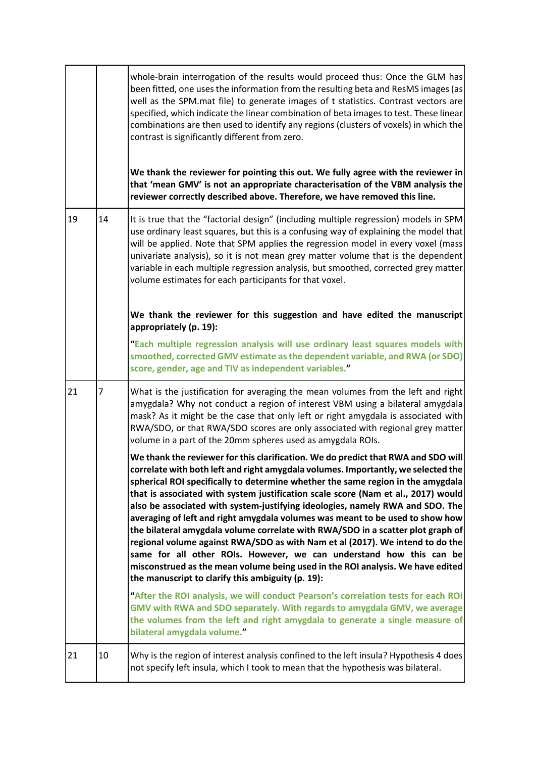| | | |
|---|---|---|
| | | whole-brain interrogation of the results would proceed thus: Once the GLM has been fitted, one uses the information from the resulting beta and ResMS images (as well as the SPM.mat file) to generate images of t statistics. Contrast vectors are specified, which indicate the linear combination of beta images to test. These linear combinations are then used to identify any regions (clusters of voxels) in which the contrast is significantly different from zero.<br><br>**We thank the reviewer for pointing this out. We fully agree with the reviewer in that 'mean GMV' is not an appropriate characterisation of the VBM analysis the reviewer correctly described above. Therefore, we have removed this line.** |
| 19 | 14 | It is true that the "factorial design" (including multiple regression) models in SPM use ordinary least squares, but this is a confusing way of explaining the model that will be applied. Note that SPM applies the regression model in every voxel (mass univariate analysis), so it is not mean grey matter volume that is the dependent variable in each multiple regression analysis, but smoothed, corrected grey matter volume estimates for each participants for that voxel.<br><br>**We thank the reviewer for this suggestion and have edited the manuscript appropriately (p. 19):**<br><br>**"Each multiple regression analysis will use ordinary least squares models with smoothed, corrected GMV estimate as the dependent variable, and RWA (or SDO) score, gender, age and TIV as independent variables."** |
| 21 | 7 | What is the justification for averaging the mean volumes from the left and right amygdala? Why not conduct a region of interest VBM using a bilateral amygdala mask? As it might be the case that only left or right amygdala is associated with RWA/SDO, or that RWA/SDO scores are only associated with regional grey matter volume in a part of the 20mm spheres used as amygdala ROIs.<br><br>**We thank the reviewer for this clarification. We do predict that RWA and SDO will correlate with both left and right amygdala volumes. Importantly, we selected the spherical ROI specifically to determine whether the same region in the amygdala that is associated with system justification scale score (Nam et al., 2017) would also be associated with system-justifying ideologies, namely RWA and SDO. The averaging of left and right amygdala volumes was meant to be used to show how the bilateral amygdala volume correlate with RWA/SDO in a scatter plot graph of regional volume against RWA/SDO as with Nam et al (2017). We intend to do the same for all other ROIs. However, we can understand how this can be misconstrued as the mean volume being used in the ROI analysis. We have edited the manuscript to clarify this ambiguity (p. 19):**<br><br>**"After the ROI analysis, we will conduct Pearson's correlation tests for each ROI GMV with RWA and SDO separately. With regards to amygdala GMV, we average the volumes from the left and right amygdala to generate a single measure of bilateral amygdala volume."** |
| 21 | 10 | Why is the region of interest analysis confined to the left insula? Hypothesis 4 does not specify left insula, which I took to mean that the hypothesis was bilateral. |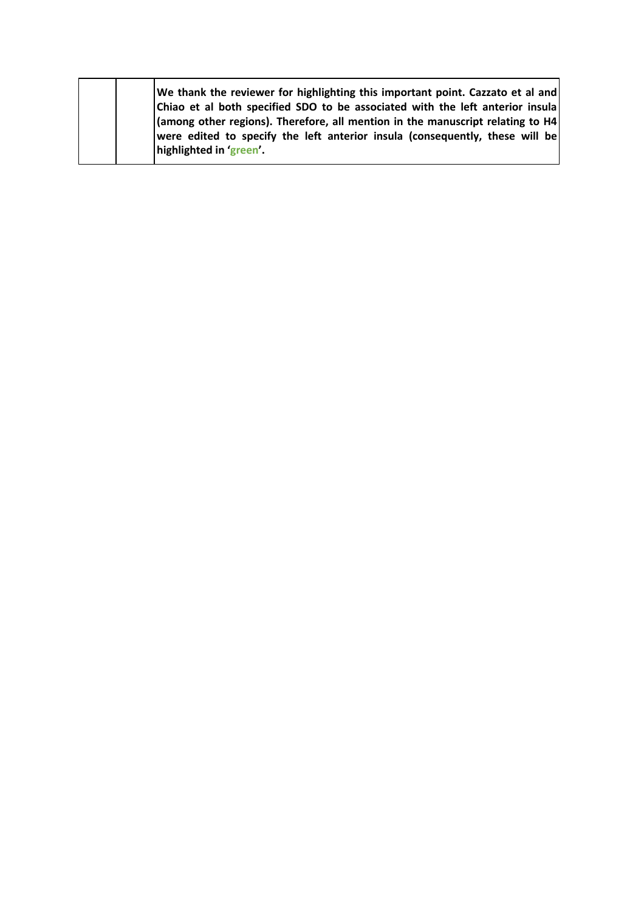| | | |
|---|---|---|
| | | **We thank the reviewer for highlighting this important point. Cazzato et al and Chiao et al both specified SDO to be associated with the left anterior insula (among other regions). Therefore, all mention in the manuscript relating to H4 were edited to specify the left anterior insula (consequently, these will be highlighted in 'green'.** |